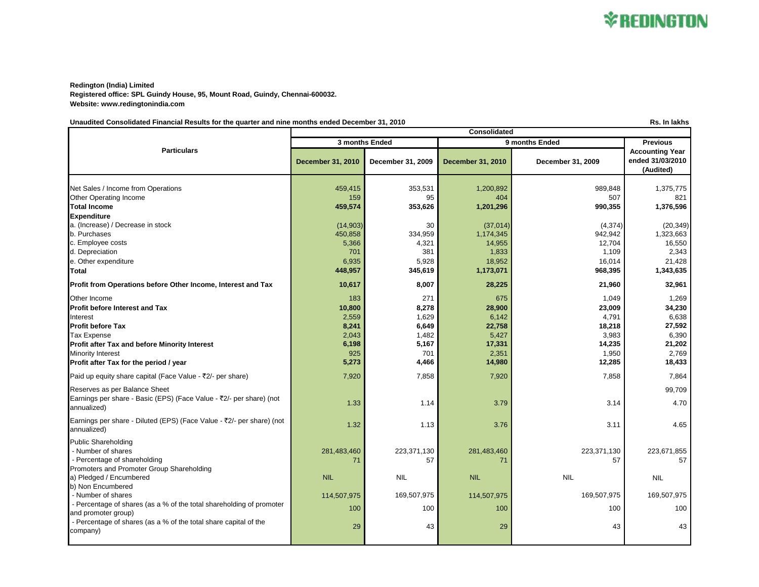**Redington (India) Limited**
**Registered office: SPL Guindy House, 95, Mount Road, Guindy, Chennai-600032.**
**Website: www.redingtonindia.com**

**Unaudited Consolidated Financial Results for the quarter and nine months ended December 31, 2010** — Rs. In lakhs

| Particulars | Consolidated | | | | |
|---|---|---|---|---|---|
| | 3 months Ended | | 9 months Ended | | Previous Accounting Year ended 31/03/2010 (Audited) |
| | December 31, 2010 | December 31, 2009 | December 31, 2010 | December 31, 2009 | |
| Net Sales / Income from Operations | 459,415 | 353,531 | 1,200,892 | 989,848 | 1,375,775 |
| Other Operating Income | 159 | 95 | 404 | 507 | 821 |
| **Total Income** | **459,574** | **353,626** | **1,201,296** | **990,355** | **1,376,596** |
| **Expenditure** | | | | | |
| a. (Increase) / Decrease in stock | (14,903) | 30 | (37,014) | (4,374) | (20,349) |
| b. Purchases | 450,858 | 334,959 | 1,174,345 | 942,942 | 1,323,663 |
| c. Employee costs | 5,366 | 4,321 | 14,955 | 12,704 | 16,550 |
| d. Depreciation | 701 | 381 | 1,833 | 1,109 | 2,343 |
| e. Other expenditure | 6,935 | 5,928 | 18,952 | 16,014 | 21,428 |
| **Total** | **448,957** | **345,619** | **1,173,071** | **968,395** | **1,343,635** |
| **Profit from Operations before Other Income, Interest and Tax** | **10,617** | **8,007** | **28,225** | **21,960** | **32,961** |
| Other Income | 183 | 271 | 675 | 1,049 | 1,269 |
| **Profit before Interest and Tax** | **10,800** | **8,278** | **28,900** | **23,009** | **34,230** |
| Interest | 2,559 | 1,629 | 6,142 | 4,791 | 6,638 |
| **Profit before Tax** | **8,241** | **6,649** | **22,758** | **18,218** | **27,592** |
| Tax Expense | 2,043 | 1,482 | 5,427 | 3,983 | 6,390 |
| **Profit after Tax and before Minority Interest** | **6,198** | **5,167** | **17,331** | **14,235** | **21,202** |
| Minority Interest | 925 | 701 | 2,351 | 1,950 | 2,769 |
| **Profit after Tax for the period / year** | **5,273** | **4,466** | **14,980** | **12,285** | **18,433** |
| Paid up equity share capital (Face Value - ₹2/- per share) | 7,920 | 7,858 | 7,920 | 7,858 | 7,864 |
| Reserves as per Balance Sheet | | | | | 99,709 |
| Earnings per share - Basic (EPS) (Face Value - ₹2/- per share) (not annualized) | 1.33 | 1.14 | 3.79 | 3.14 | 4.70 |
| Earnings per share - Diluted (EPS) (Face Value - ₹2/- per share) (not annualized) | 1.32 | 1.13 | 3.76 | 3.11 | 4.65 |
| Public Shareholding | | | | | |
| - Number of shares | 281,483,460 | 223,371,130 | 281,483,460 | 223,371,130 | 223,671,855 |
| - Percentage of shareholding | 71 | 57 | 71 | 57 | 57 |
| Promoters and Promoter Group Shareholding | | | | | |
| a) Pledged / Encumbered | NIL | NIL | NIL | NIL | NIL |
| b) Non Encumbered | | | | | |
| - Number of shares | 114,507,975 | 169,507,975 | 114,507,975 | 169,507,975 | 169,507,975 |
| - Percentage of shares (as a % of the total shareholding of promoter and promoter group) | 100 | 100 | 100 | 100 | 100 |
| - Percentage of shares (as a % of the total share capital of the company) | 29 | 43 | 29 | 43 | 43 |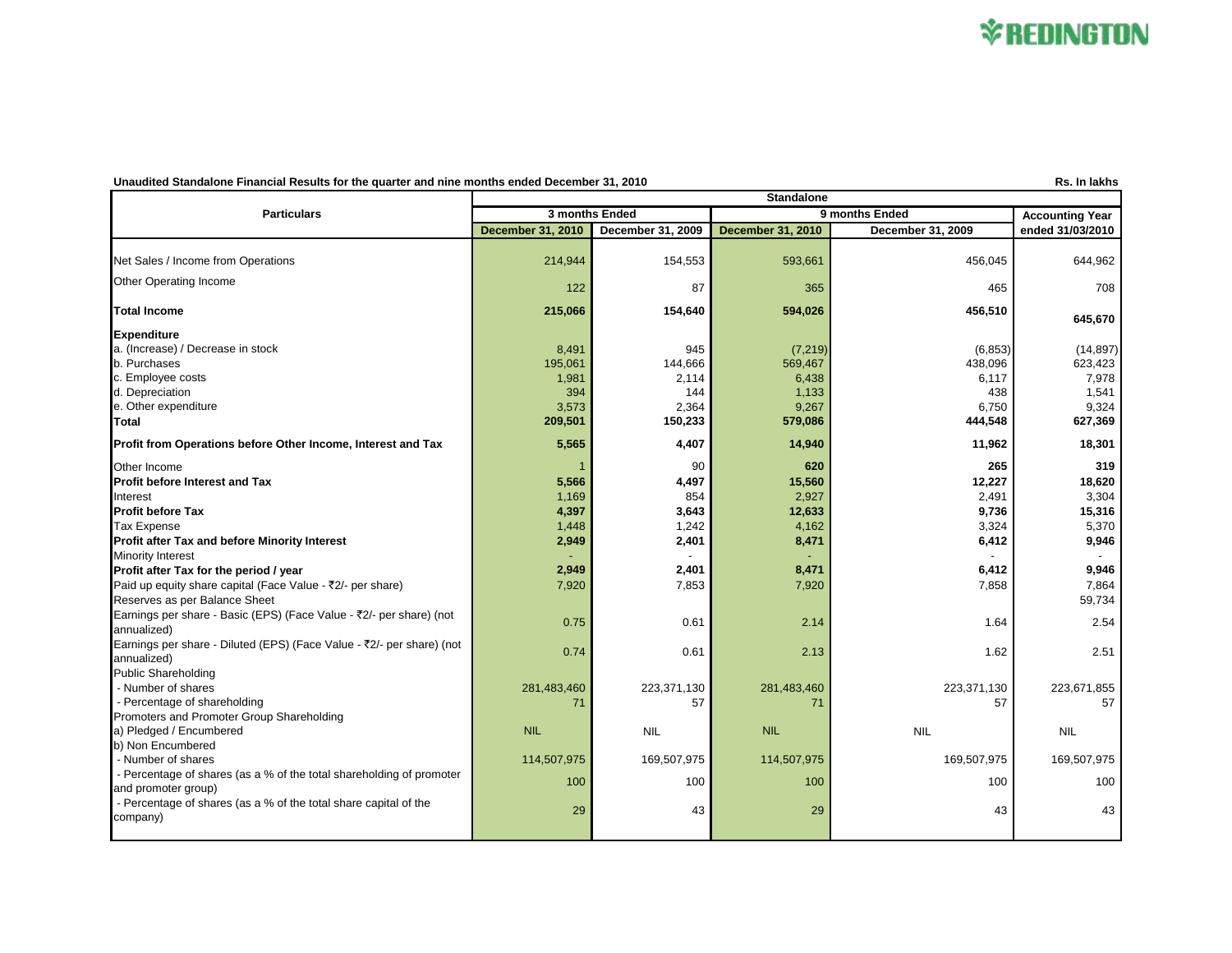**Unaudited Standalone Financial Results for the quarter and nine months ended December 31, 2010**

Rs. In lakhs

| Particulars | Standalone | | | | |
|---|---|---|---|---|---|
| | 3 months Ended | | 9 months Ended | | Accounting Year |
| | December 31, 2010 | December 31, 2009 | December 31, 2010 | December 31, 2009 | ended 31/03/2010 |
| Net Sales / Income from Operations | 214,944 | 154,553 | 593,661 | 456,045 | 644,962 |
| Other Operating Income | 122 | 87 | 365 | 465 | 708 |
| **Total Income** | **215,066** | **154,640** | **594,026** | **456,510** | **645,670** |
| **Expenditure** | | | | | |
| a. (Increase) / Decrease in stock | 8,491 | 945 | (7,219) | (6,853) | (14,897) |
| b. Purchases | 195,061 | 144,666 | 569,467 | 438,096 | 623,423 |
| c. Employee costs | 1,981 | 2,114 | 6,438 | 6,117 | 7,978 |
| d. Depreciation | 394 | 144 | 1,133 | 438 | 1,541 |
| e. Other expenditure | 3,573 | 2,364 | 9,267 | 6,750 | 9,324 |
| **Total** | **209,501** | **150,233** | **579,086** | **444,548** | **627,369** |
| **Profit from Operations before Other Income, Interest and Tax** | **5,565** | **4,407** | **14,940** | **11,962** | **18,301** |
| Other Income | 1 | 90 | 620 | 265 | 319 |
| **Profit before Interest and Tax** | **5,566** | **4,497** | **15,560** | **12,227** | **18,620** |
| Interest | 1,169 | 854 | 2,927 | 2,491 | 3,304 |
| **Profit before Tax** | **4,397** | **3,643** | **12,633** | **9,736** | **15,316** |
| Tax Expense | 1,448 | 1,242 | 4,162 | 3,324 | 5,370 |
| **Profit after Tax and before Minority Interest** | **2,949** | **2,401** | **8,471** | **6,412** | **9,946** |
| Minority Interest | - | - | - | - | - |
| **Profit after Tax for the period / year** | **2,949** | **2,401** | **8,471** | **6,412** | **9,946** |
| Paid up equity share capital (Face Value - ₹2/- per share) | 7,920 | 7,853 | 7,920 | 7,858 | 7,864 |
| Reserves as per Balance Sheet | | | | | 59,734 |
| Earnings per share - Basic (EPS) (Face Value - ₹2/- per share) (not annualized) | 0.75 | 0.61 | 2.14 | 1.64 | 2.54 |
| Earnings per share - Diluted (EPS) (Face Value - ₹2/- per share) (not annualized) | 0.74 | 0.61 | 2.13 | 1.62 | 2.51 |
| Public Shareholding | | | | | |
| - Number of shares | 281,483,460 | 223,371,130 | 281,483,460 | 223,371,130 | 223,671,855 |
| - Percentage of shareholding | 71 | 57 | 71 | 57 | 57 |
| Promoters and Promoter Group Shareholding | | | | | |
| a) Pledged / Encumbered | NIL | NIL | NIL | NIL | NIL |
| b) Non Encumbered | | | | | |
| - Number of shares | 114,507,975 | 169,507,975 | 114,507,975 | 169,507,975 | 169,507,975 |
| - Percentage of shares (as a % of the total shareholding of promoter and promoter group) | 100 | 100 | 100 | 100 | 100 |
| - Percentage of shares (as a % of the total share capital of the company) | 29 | 43 | 29 | 43 | 43 |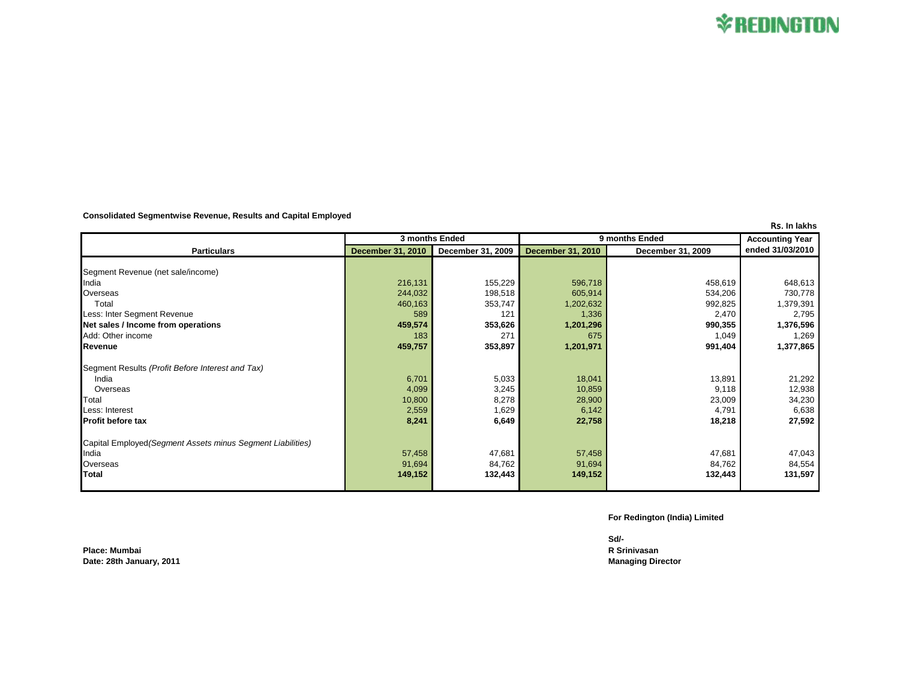**Consolidated Segmentwise Revenue, Results and Capital Employed**

**Rs. In lakhs**

| Particulars | 3 months Ended | | 9 months Ended | | Accounting Year ended 31/03/2010 |
|---|---|---|---|---|---|
| | December 31, 2010 | December 31, 2009 | December 31, 2010 | December 31, 2009 | |
| Segment Revenue (net sale/income) | | | | | |
| India | 216,131 | 155,229 | 596,718 | 458,619 | 648,613 |
| Overseas | 244,032 | 198,518 | 605,914 | 534,206 | 730,778 |
| Total | 460,163 | 353,747 | 1,202,632 | 992,825 | 1,379,391 |
| Less: Inter Segment Revenue | 589 | 121 | 1,336 | 2,470 | 2,795 |
| **Net sales / Income from operations** | **459,574** | **353,626** | **1,201,296** | **990,355** | **1,376,596** |
| Add: Other income | 183 | 271 | 675 | 1,049 | 1,269 |
| **Revenue** | **459,757** | **353,897** | **1,201,971** | **991,404** | **1,377,865** |
| Segment Results *(Profit Before Interest and Tax)* | | | | | |
| India | 6,701 | 5,033 | 18,041 | 13,891 | 21,292 |
| Overseas | 4,099 | 3,245 | 10,859 | 9,118 | 12,938 |
| Total | 10,800 | 8,278 | 28,900 | 23,009 | 34,230 |
| Less: Interest | 2,559 | 1,629 | 6,142 | 4,791 | 6,638 |
| **Profit before tax** | **8,241** | **6,649** | **22,758** | **18,218** | **27,592** |
| Capital Employed *(Segment Assets minus Segment Liabilities)* | | | | | |
| India | 57,458 | 47,681 | 57,458 | 47,681 | 47,043 |
| Overseas | 91,694 | 84,762 | 91,694 | 84,762 | 84,554 |
| **Total** | **149,152** | **132,443** | **149,152** | **132,443** | **131,597** |

**For Redington (India) Limited**

**Sd/-**
**R Srinivasan**
**Managing Director**

**Place: Mumbai**
**Date: 28th January, 2011**